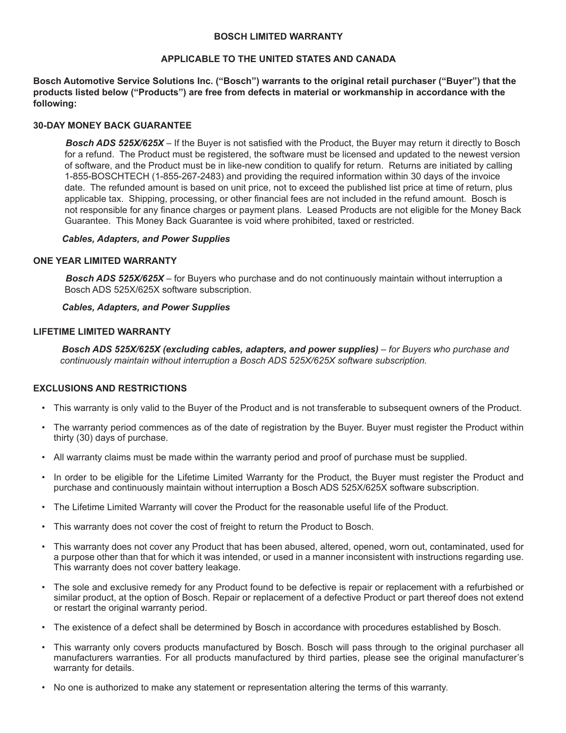# BOSCH LIMITED WARRANTY

## APPLICABLE TO THE UNITED STATES AND CANADA

**Bosch Automotive Service Solutions Inc. ("Bosch") warrants to the original retail purchaser ("Buyer") that the products listed below ("Products") are free from defects in material or workmanship in accordance with the following:**

### 30-DAY MONEY BACK GUARANTEE

***Bosch ADS 525X/625X*** – If the Buyer is not satisfied with the Product, the Buyer may return it directly to Bosch for a refund. The Product must be registered, the software must be licensed and updated to the newest version of software, and the Product must be in like-new condition to qualify for return. Returns are initiated by calling 1-855-BOSCHTECH (1-855-267-2483) and providing the required information within 30 days of the invoice date. The refunded amount is based on unit price, not to exceed the published list price at time of return, plus applicable tax. Shipping, processing, or other financial fees are not included in the refund amount. Bosch is not responsible for any finance charges or payment plans. Leased Products are not eligible for the Money Back Guarantee. This Money Back Guarantee is void where prohibited, taxed or restricted.

***Cables, Adapters, and Power Supplies***

### ONE YEAR LIMITED WARRANTY

***Bosch ADS 525X/625X*** – for Buyers who purchase and do not continuously maintain without interruption a Bosch ADS 525X/625X software subscription.

***Cables, Adapters, and Power Supplies***

### LIFETIME LIMITED WARRANTY

***Bosch ADS 525X/625X (excluding cables, adapters, and power supplies)*** *– for Buyers who purchase and continuously maintain without interruption a Bosch ADS 525X/625X software subscription.*

### EXCLUSIONS AND RESTRICTIONS

- This warranty is only valid to the Buyer of the Product and is not transferable to subsequent owners of the Product.
- The warranty period commences as of the date of registration by the Buyer. Buyer must register the Product within thirty (30) days of purchase.
- All warranty claims must be made within the warranty period and proof of purchase must be supplied.
- In order to be eligible for the Lifetime Limited Warranty for the Product, the Buyer must register the Product and purchase and continuously maintain without interruption a Bosch ADS 525X/625X software subscription.
- The Lifetime Limited Warranty will cover the Product for the reasonable useful life of the Product.
- This warranty does not cover the cost of freight to return the Product to Bosch.
- This warranty does not cover any Product that has been abused, altered, opened, worn out, contaminated, used for a purpose other than that for which it was intended, or used in a manner inconsistent with instructions regarding use. This warranty does not cover battery leakage.
- The sole and exclusive remedy for any Product found to be defective is repair or replacement with a refurbished or similar product, at the option of Bosch. Repair or replacement of a defective Product or part thereof does not extend or restart the original warranty period.
- The existence of a defect shall be determined by Bosch in accordance with procedures established by Bosch.
- This warranty only covers products manufactured by Bosch. Bosch will pass through to the original purchaser all manufacturers warranties. For all products manufactured by third parties, please see the original manufacturer's warranty for details.
- No one is authorized to make any statement or representation altering the terms of this warranty.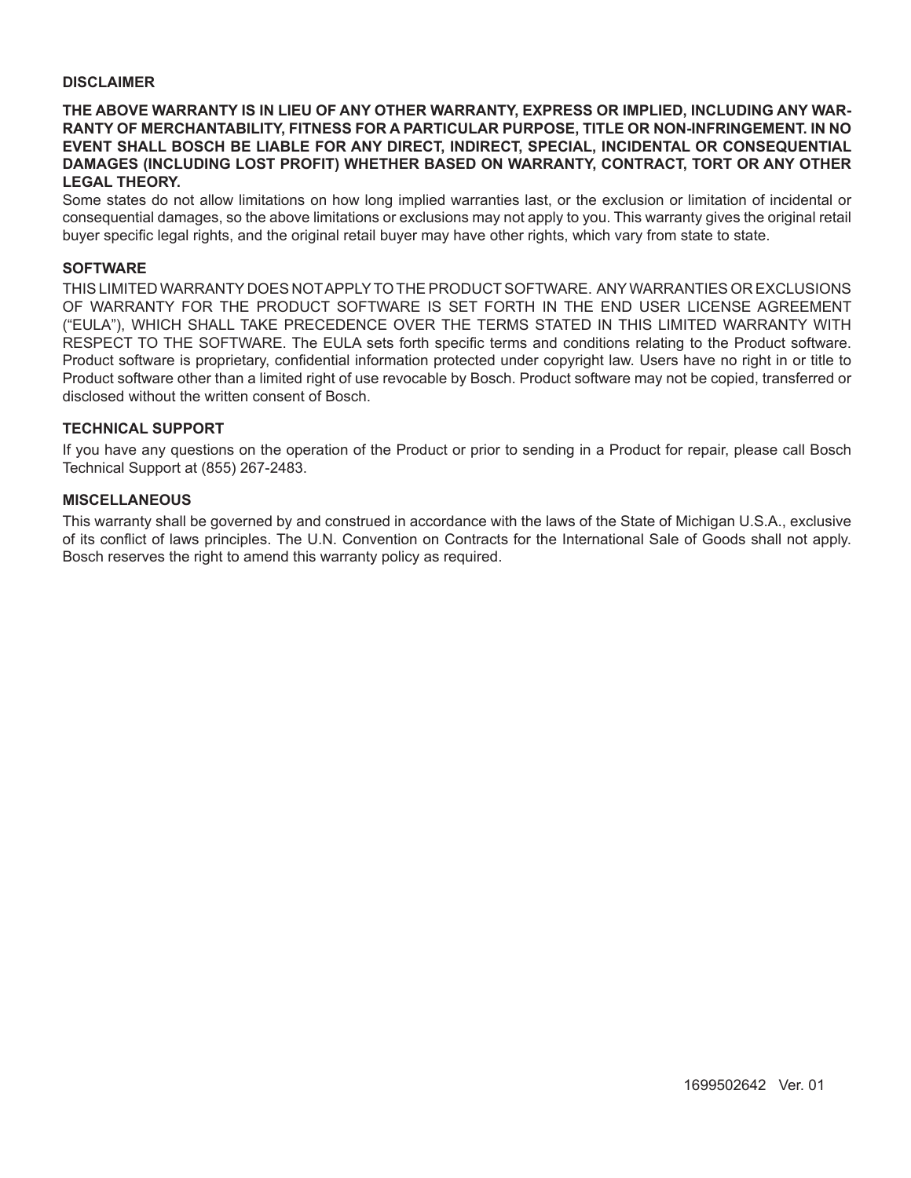## DISCLAIMER

**THE ABOVE WARRANTY IS IN LIEU OF ANY OTHER WARRANTY, EXPRESS OR IMPLIED, INCLUDING ANY WARRANTY OF MERCHANTABILITY, FITNESS FOR A PARTICULAR PURPOSE, TITLE OR NON-INFRINGEMENT. IN NO EVENT SHALL BOSCH BE LIABLE FOR ANY DIRECT, INDIRECT, SPECIAL, INCIDENTAL OR CONSEQUENTIAL DAMAGES (INCLUDING LOST PROFIT) WHETHER BASED ON WARRANTY, CONTRACT, TORT OR ANY OTHER LEGAL THEORY.**

Some states do not allow limitations on how long implied warranties last, or the exclusion or limitation of incidental or consequential damages, so the above limitations or exclusions may not apply to you. This warranty gives the original retail buyer specific legal rights, and the original retail buyer may have other rights, which vary from state to state.

## SOFTWARE

THIS LIMITED WARRANTY DOES NOT APPLY TO THE PRODUCT SOFTWARE. ANY WARRANTIES OR EXCLUSIONS OF WARRANTY FOR THE PRODUCT SOFTWARE IS SET FORTH IN THE END USER LICENSE AGREEMENT ("EULA"), WHICH SHALL TAKE PRECEDENCE OVER THE TERMS STATED IN THIS LIMITED WARRANTY WITH RESPECT TO THE SOFTWARE. The EULA sets forth specific terms and conditions relating to the Product software. Product software is proprietary, confidential information protected under copyright law. Users have no right in or title to Product software other than a limited right of use revocable by Bosch. Product software may not be copied, transferred or disclosed without the written consent of Bosch.

## TECHNICAL SUPPORT

If you have any questions on the operation of the Product or prior to sending in a Product for repair, please call Bosch Technical Support at (855) 267-2483.

## MISCELLANEOUS

This warranty shall be governed by and construed in accordance with the laws of the State of Michigan U.S.A., exclusive of its conflict of laws principles. The U.N. Convention on Contracts for the International Sale of Goods shall not apply. Bosch reserves the right to amend this warranty policy as required.

1699502642 Ver. 01